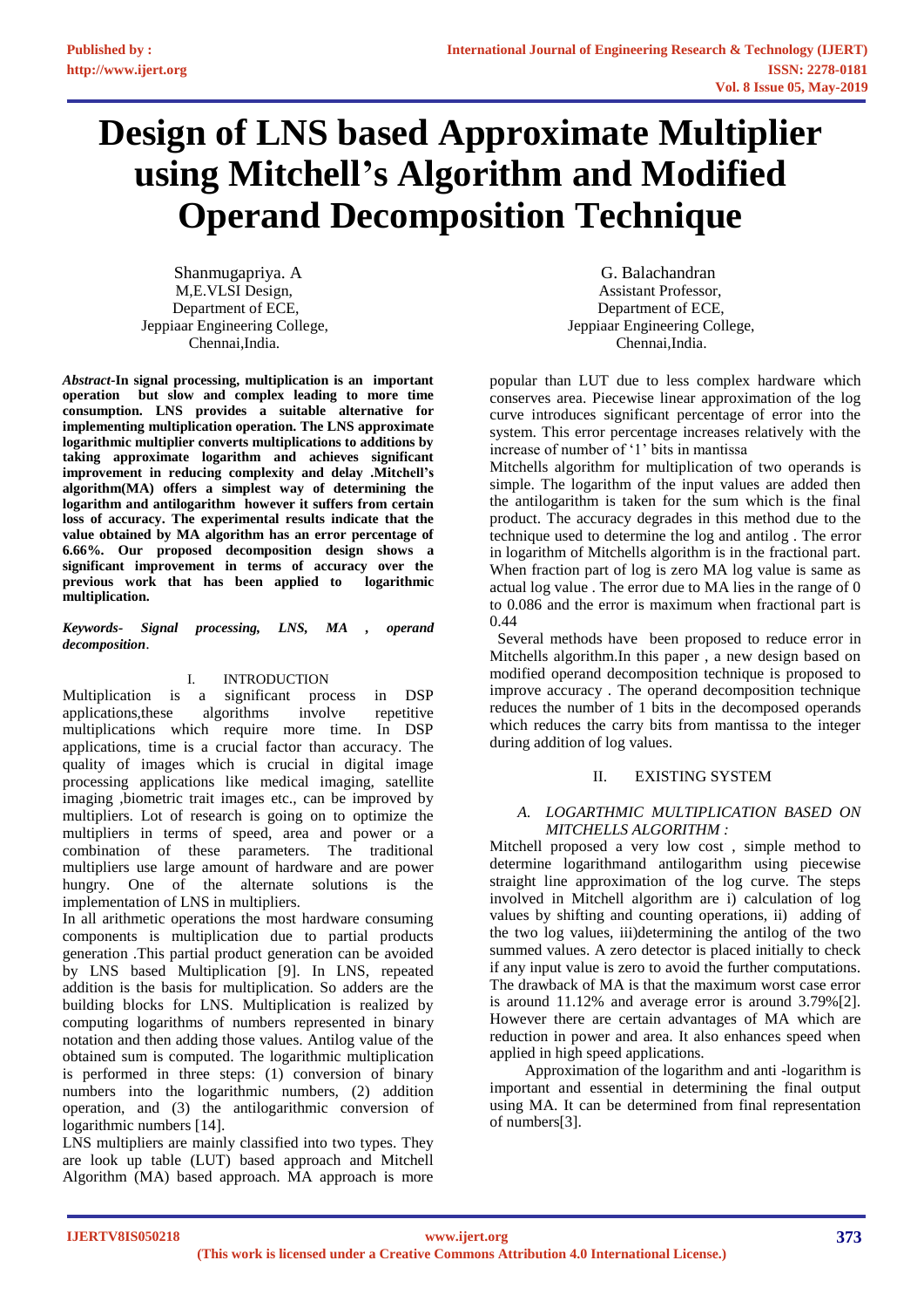# Design of LNS based Approximate Multiplier using Mitchell's Algorithm and Modified Operand Decomposition Technique

Shanmugapriya. A
M,E.VLSI Design,
Department of ECE,
Jeppiaar Engineering College,
Chennai,India.

G. Balachandran
Assistant Professor,
Department of ECE,
Jeppiaar Engineering College,
Chennai,India.

***Abstract*-In signal processing, multiplication is an important operation but slow and complex leading to more time consumption. LNS provides a suitable alternative for implementing multiplication operation. The LNS approximate logarithmic multiplier converts multiplications to additions by taking approximate logarithm and achieves significant improvement in reducing complexity and delay .Mitchell's algorithm(MA) offers a simplest way of determining the logarithm and antilogarithm however it suffers from certain loss of accuracy. The experimental results indicate that the value obtained by MA algorithm has an error percentage of 6.66%. Our proposed decomposition design shows a significant improvement in terms of accuracy over the previous work that has been applied to logarithmic multiplication.**

***Keywords- Signal processing, LNS, MA , operand decomposition*.**

## I. INTRODUCTION

Multiplication is a significant process in DSP applications,these algorithms involve repetitive multiplications which require more time. In DSP applications, time is a crucial factor than accuracy. The quality of images which is crucial in digital image processing applications like medical imaging, satellite imaging ,biometric trait images etc., can be improved by multipliers. Lot of research is going on to optimize the multipliers in terms of speed, area and power or a combination of these parameters. The traditional multipliers use large amount of hardware and are power hungry. One of the alternate solutions is the implementation of LNS in multipliers.

In all arithmetic operations the most hardware consuming components is multiplication due to partial products generation .This partial product generation can be avoided by LNS based Multiplication [9]. In LNS, repeated addition is the basis for multiplication. So adders are the building blocks for LNS. Multiplication is realized by computing logarithms of numbers represented in binary notation and then adding those values. Antilog value of the obtained sum is computed. The logarithmic multiplication is performed in three steps: (1) conversion of binary numbers into the logarithmic numbers, (2) addition operation, and (3) the antilogarithmic conversion of logarithmic numbers [14].

LNS multipliers are mainly classified into two types. They are look up table (LUT) based approach and Mitchell Algorithm (MA) based approach. MA approach is more popular than LUT due to less complex hardware which conserves area. Piecewise linear approximation of the log curve introduces significant percentage of error into the system. This error percentage increases relatively with the increase of number of '1' bits in mantissa

Mitchells algorithm for multiplication of two operands is simple. The logarithm of the input values are added then the antilogarithm is taken for the sum which is the final product. The accuracy degrades in this method due to the technique used to determine the log and antilog . The error in logarithm of Mitchells algorithm is in the fractional part. When fraction part of log is zero MA log value is same as actual log value . The error due to MA lies in the range of 0 to 0.086 and the error is maximum when fractional part is 0.44

Several methods have been proposed to reduce error in Mitchells algorithm.In this paper , a new design based on modified operand decomposition technique is proposed to improve accuracy . The operand decomposition technique reduces the number of 1 bits in the decomposed operands which reduces the carry bits from mantissa to the integer during addition of log values.

## II. EXISTING SYSTEM

### *A. LOGARTHMIC MULTIPLICATION BASED ON MITCHELLS ALGORITHM :*

Mitchell proposed a very low cost , simple method to determine logarithmand antilogarithm using piecewise straight line approximation of the log curve. The steps involved in Mitchell algorithm are i) calculation of log values by shifting and counting operations, ii) adding of the two log values, iii)determining the antilog of the two summed values. A zero detector is placed initially to check if any input value is zero to avoid the further computations. The drawback of MA is that the maximum worst case error is around 11.12% and average error is around 3.79%[2]. However there are certain advantages of MA which are reduction in power and area. It also enhances speed when applied in high speed applications.

Approximation of the logarithm and anti -logarithm is important and essential in determining the final output using MA. It can be determined from final representation of numbers[3].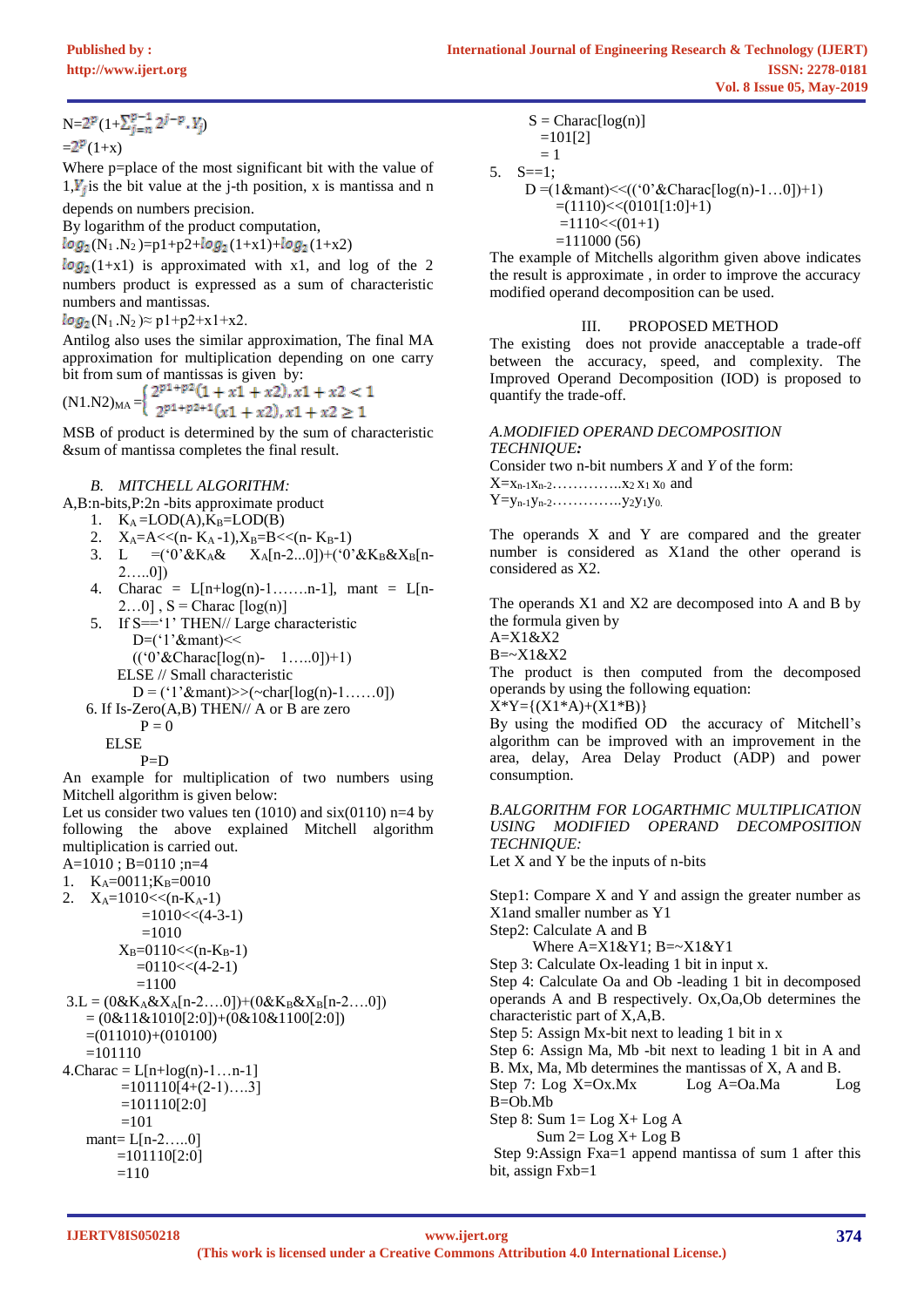$N=2^p(1+\sum_{j=n}^{p-1} 2^{j-p}.Y_j)$

$=2^p(1+x)$

Where p=place of the most significant bit with the value of 1,$Y_j$ is the bit value at the j-th position, x is mantissa and n depends on numbers precision.

By logarithm of the product computation,

$log_2(N_1.N_2)$=p1+p2+$log_2(1+x1)$+$log_2(1+x2)$

$log_2(1+x1)$ is approximated with x1, and log of the 2 numbers product is expressed as a sum of characteristic numbers and mantissas.

$log_2(N_1.N_2)\approx$ p1+p2+x1+x2.

Antilog also uses the similar approximation, The final MA approximation for multiplication depending on one carry bit from sum of mantissas is given by:

$$(N1.N2)_{MA}=\begin{cases} 2^{p1+p2}(1+x1+x2), x1+x2<1 \\ 2^{p1+p2+1}(x1+x2), x1+x2\geq 1 \end{cases}$$

MSB of product is determined by the sum of characteristic &sum of mantissa completes the final result.

### B. MITCHELL ALGORITHM:

A,B:n-bits,P:2n -bits approximate product

1. $K_A$=LOD(A),$K_B$=LOD(B)
2. $X_A$=A<<(n- $K_A$ -1),$X_B$=B<<(n- $K_B$-1)
3. L =('0'&$K_A$& $X_A$[n-2...0])+('0'&$K_B$&$X_B$[n-2…..0])
4. Charac = L[n+log(n)-1…….n-1], mant = L[n-2…0] , S = Charac [log(n)]
5. If S=='1' THEN// Large characteristic
   D=('1'&mant)<< (('0'&Charac[log(n)- 1…..0])+1)
   ELSE // Small characteristic
   D = ('1'&mant)>>(~char[log(n)-1……0])
6. If Is-Zero(A,B) THEN// A or B are zero
   P = 0
   ELSE
   P=D

An example for multiplication of two numbers using Mitchell algorithm is given below:

Let us consider two values ten (1010) and six(0110) n=4 by following the above explained Mitchell algorithm multiplication is carried out.

A=1010 ; B=0110 ;n=4

1. $K_A$=0011;$K_B$=0010
2. $X_A$=1010<<(n-$K_A$-1)
   =1010<<(4-3-1)
   =1010
   $X_B$=0110<<(n-$K_B$-1)
   =0110<<(4-2-1)
   =1100
3. L = (0&$K_A$&$X_A$[n-2….0])+(0&$K_B$&$X_B$[n-2….0])
   = (0&11&1010[2:0])+(0&10&1100[2:0])
   =(011010)+(010100)
   =101110
4. Charac = L[n+log(n)-1…n-1]
   =101110[4+(2-1)….3]
   =101110[2:0]
   =101
   mant= L[n-2…..0]
   =101110[2:0]
   =110
   S = Charac[log(n)]
   =101[2]
   = 1
5. S==1;
   D =(1&mant)<<(('0'&Charac[log(n)-1…0])+1)
   =(1110)<<(0101[1:0]+1)
   =1110<<(01+1)
   =111000 (56)

The example of Mitchells algorithm given above indicates the result is approximate , in order to improve the accuracy modified operand decomposition can be used.

## III. PROPOSED METHOD

The existing does not provide anacceptable a trade-off between the accuracy, speed, and complexity. The Improved Operand Decomposition (IOD) is proposed to quantify the trade-off.

### *A.MODIFIED OPERAND DECOMPOSITION TECHNIQUE:*

Consider two n-bit numbers *X* and *Y* of the form:

$X=x_{n-1}x_{n-2}$…………..$x_2\, x_1\, x_0$ and

$Y=y_{n-1}y_{n-2}$…………..$y_2y_1y_0$.

The operands X and Y are compared and the greater number is considered as X1and the other operand is considered as X2.

The operands X1 and X2 are decomposed into A and B by the formula given by

A=X1&X2

B=~X1&X2

The product is then computed from the decomposed operands by using the following equation:

X*Y={(X1*A)+(X1*B)}

By using the modified OD the accuracy of Mitchell's algorithm can be improved with an improvement in the area, delay, Area Delay Product (ADP) and power consumption.

### *B.ALGORITHM FOR LOGARTHMIC MULTIPLICATION USING MODIFIED OPERAND DECOMPOSITION TECHNIQUE:*

Let X and Y be the inputs of n-bits

Step1: Compare X and Y and assign the greater number as X1and smaller number as Y1

Step2: Calculate A and B

Where A=X1&Y1; B=~X1&Y1

Step 3: Calculate Ox-leading 1 bit in input x.

Step 4: Calculate Oa and Ob -leading 1 bit in decomposed operands A and B respectively. Ox,Oa,Ob determines the characteristic part of X,A,B.

Step 5: Assign Mx-bit next to leading 1 bit in x

Step 6: Assign Ma, Mb -bit next to leading 1 bit in A and B. Mx, Ma, Mb determines the mantissas of X, A and B.

Step 7: Log X=Ox.Mx Log A=Oa.Ma Log B=Ob.Mb

Step 8: Sum 1= Log X+ Log A

Sum 2= Log X+ Log B

Step 9:Assign Fxa=1 append mantissa of sum 1 after this bit, assign Fxb=1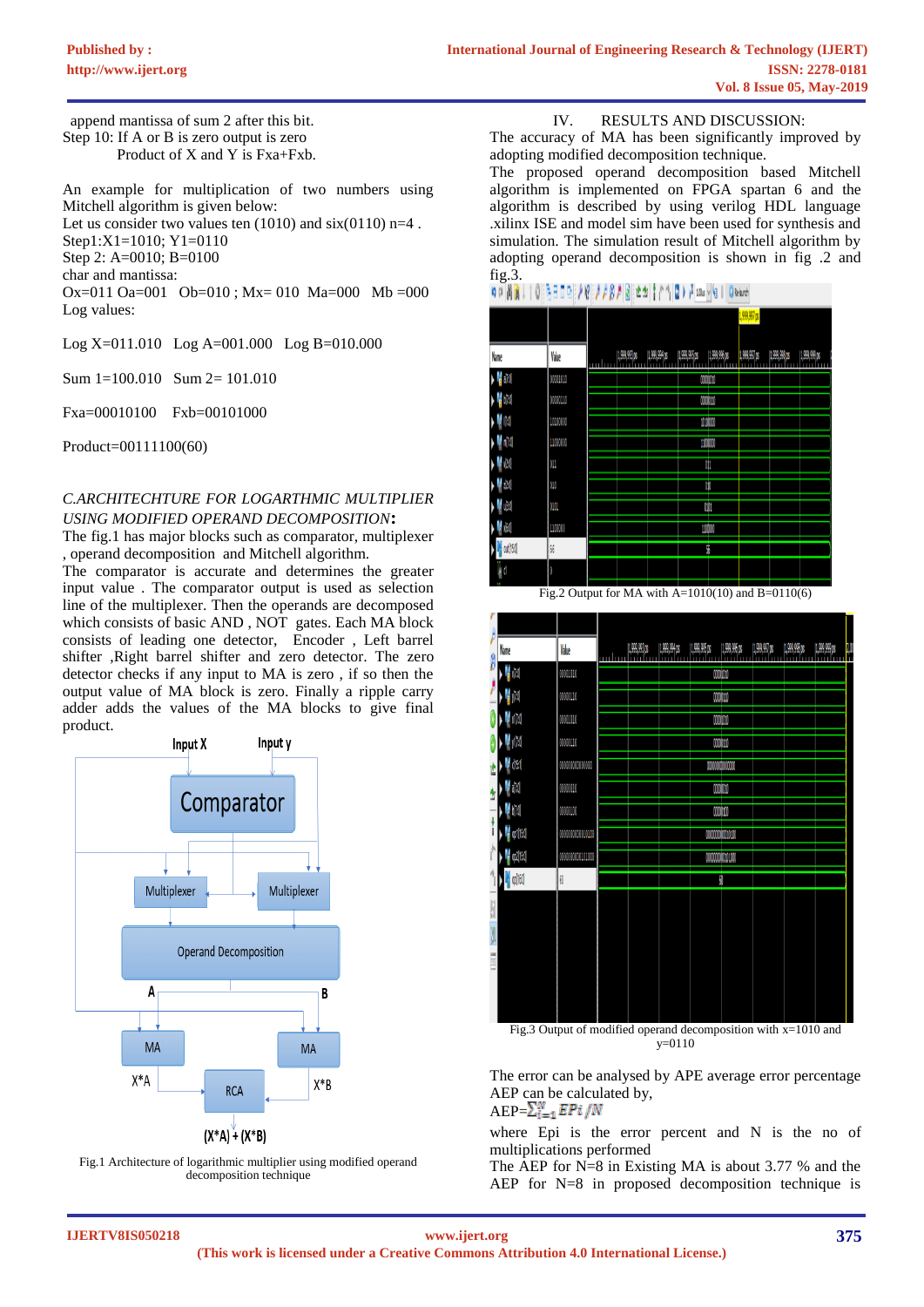append mantissa of sum 2 after this bit.
Step 10: If A or B is zero output is zero
Product of X and Y is Fxa+Fxb.

An example for multiplication of two numbers using Mitchell algorithm is given below:
Let us consider two values ten (1010) and six(0110) n=4 .
Step1:X1=1010; Y1=0110
Step 2: A=0010; B=0100
char and mantissa:
Ox=011 Oa=001 Ob=010 ; Mx= 010 Ma=000 Mb =000
Log values:

Log X=011.010 Log A=001.000 Log B=010.000

Sum 1=100.010 Sum 2= 101.010

Fxa=00010100 Fxb=00101000

Product=00111100(60)

*C.ARCHITECHTURE FOR LOGARTHMIC MULTIPLIER USING MODIFIED OPERAND DECOMPOSITION*:

The fig.1 has major blocks such as comparator, multiplexer , operand decomposition and Mitchell algorithm.
The comparator is accurate and determines the greater input value . The comparator output is used as selection line of the multiplexer. Then the operands are decomposed which consists of basic AND , NOT gates. Each MA block consists of leading one detector, Encoder , Left barrel shifter ,Right barrel shifter and zero detector. The zero detector checks if any input to MA is zero , if so then the output value of MA block is zero. Finally a ripple carry adder adds the values of the MA blocks to give final product.

Fig.1 Architecture of logarithmic multiplier using modified operand decomposition technique

## IV. RESULTS AND DISCUSSION:

The accuracy of MA has been significantly improved by adopting modified decomposition technique.
The proposed operand decomposition based Mitchell algorithm is implemented on FPGA spartan 6 and the algorithm is described by using verilog HDL language .xilinx ISE and model sim have been used for synthesis and simulation. The simulation result of Mitchell algorithm by adopting operand decomposition is shown in fig .2 and fig.3.

Fig.2 Output for MA with A=1010(10) and B=0110(6)

Fig.3 Output of modified operand decomposition with x=1010 and y=0110

The error can be analysed by APE average error percentage AEP can be calculated by,

AEP=$\sum_{i=1}^{N} EPi / N$

where Epi is the error percent and N is the no of multiplications performed
The AEP for N=8 in Existing MA is about 3.77 % and the AEP for N=8 in proposed decomposition technique is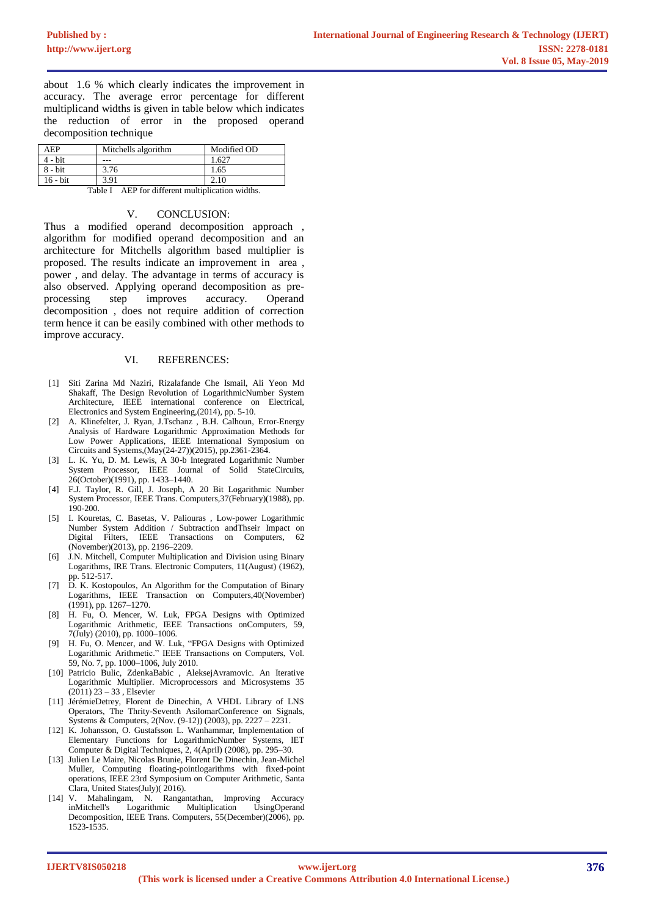about 1.6 % which clearly indicates the improvement in accuracy. The average error percentage for different multiplicand widths is given in table below which indicates the reduction of error in the proposed operand decomposition technique

| AEP | Mitchells algorithm | Modified OD |
|---|---|---|
| 4 - bit | --- | 1.627 |
| 8 - bit | 3.76 | 1.65 |
| 16 - bit | 3.91 | 2.10 |

Table I AEP for different multiplication widths.

## V. CONCLUSION:

Thus a modified operand decomposition approach , algorithm for modified operand decomposition and an architecture for Mitchells algorithm based multiplier is proposed. The results indicate an improvement in area , power , and delay. The advantage in terms of accuracy is also observed. Applying operand decomposition as pre-processing step improves accuracy. Operand decomposition , does not require addition of correction term hence it can be easily combined with other methods to improve accuracy.

## VI. REFERENCES:

[1] Siti Zarina Md Naziri, Rizalafande Che Ismail, Ali Yeon Md Shakaff, The Design Revolution of LogarithmicNumber System Architecture, IEEE international conference on Electrical, Electronics and System Engineering,(2014), pp. 5-10.

[2] A. Klinefelter, J. Ryan, J.Tschanz , B.H. Calhoun, Error-Energy Analysis of Hardware Logarithmic Approximation Methods for Low Power Applications, IEEE International Symposium on Circuits and Systems,(May(24-27))(2015), pp.2361-2364.

[3] L. K. Yu, D. M. Lewis, A 30-b Integrated Logarithmic Number System Processor, IEEE Journal of Solid StateCircuits, 26(October)(1991), pp. 1433–1440.

[4] F.J. Taylor, R. Gill, J. Joseph, A 20 Bit Logarithmic Number System Processor, IEEE Trans. Computers,37(February)(1988), pp. 190-200.

[5] I. Kouretas, C. Basetas, V. Paliouras , Low-power Logarithmic Number System Addition / Subtraction andThseir Impact on Digital Filters, IEEE Transactions on Computers, 62 (November)(2013), pp. 2196–2209.

[6] J.N. Mitchell, Computer Multiplication and Division using Binary Logarithms, IRE Trans. Electronic Computers, 11(August) (1962), pp. 512-517.

[7] D. K. Kostopoulos, An Algorithm for the Computation of Binary Logarithms, IEEE Transaction on Computers,40(November) (1991), pp. 1267–1270.

[8] H. Fu, O. Mencer, W. Luk, FPGA Designs with Optimized Logarithmic Arithmetic, IEEE Transactions onComputers, 59, 7(July) (2010), pp. 1000–1006.

[9] H. Fu, O. Mencer, and W. Luk, "FPGA Designs with Optimized Logarithmic Arithmetic." IEEE Transactions on Computers, Vol. 59, No. 7, pp. 1000–1006, July 2010.

[10] Patricio Bulic, ZdenkaBabic , AleksejAvramovic. An Iterative Logarithmic Multiplier. Microprocessors and Microsystems 35 (2011) 23 – 33 , Elsevier

[11] JérémieDetrey, Florent de Dinechin, A VHDL Library of LNS Operators, The Thrity-Seventh AsilomarConference on Signals, Systems & Computers, 2(Nov. (9-12)) (2003), pp. 2227 – 2231.

[12] K. Johansson, O. Gustafsson L. Wanhammar, Implementation of Elementary Functions for LogarithmicNumber Systems, IET Computer & Digital Techniques, 2, 4(April) (2008), pp. 295–30.

[13] Julien Le Maire, Nicolas Brunie, Florent De Dinechin, Jean-Michel Muller, Computing floating-pointlogarithms with fixed-point operations, IEEE 23rd Symposium on Computer Arithmetic, Santa Clara, United States(July)( 2016).

[14] V. Mahalingam, N. Rangantathan, Improving Accuracy inMitchell's Logarithmic Multiplication UsingOperand Decomposition, IEEE Trans. Computers, 55(December)(2006), pp. 1523-1535.